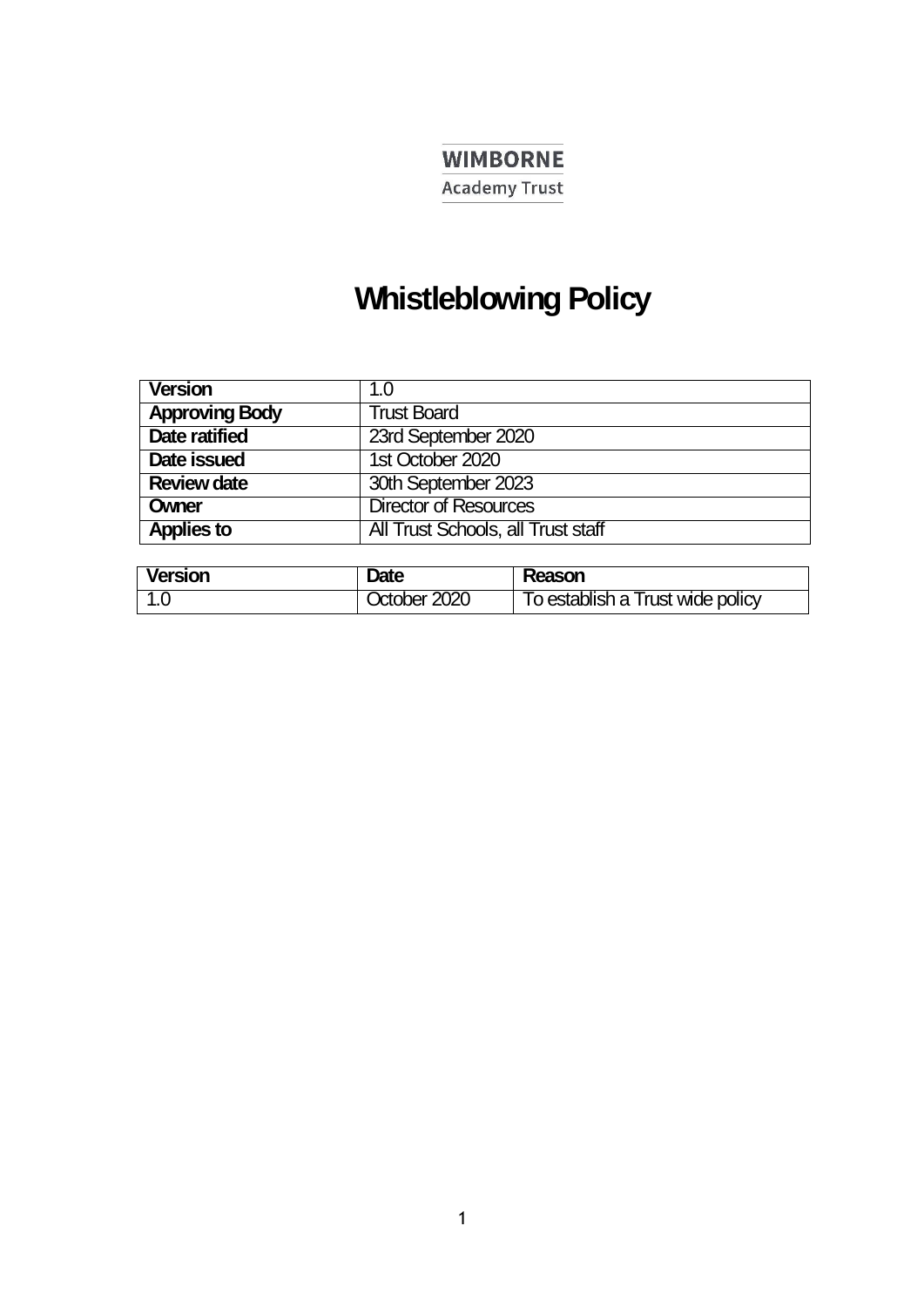WIMBORNE

Academy Trust

# Whistleblowing Policy

| Version | 1.0 |
|---|---|
| Approving Body | Trust Board |
| Date ratified | 23rd September 2020 |
| Date issued | 1st October 2020 |
| Review date | 30th September 2023 |
| Owner | Director of Resources |
| Applies to | All Trust Schools, all Trust staff |

| Version | Date | Reason |
|---|---|---|
| 1.0 | October 2020 | To establish a Trust wide policy |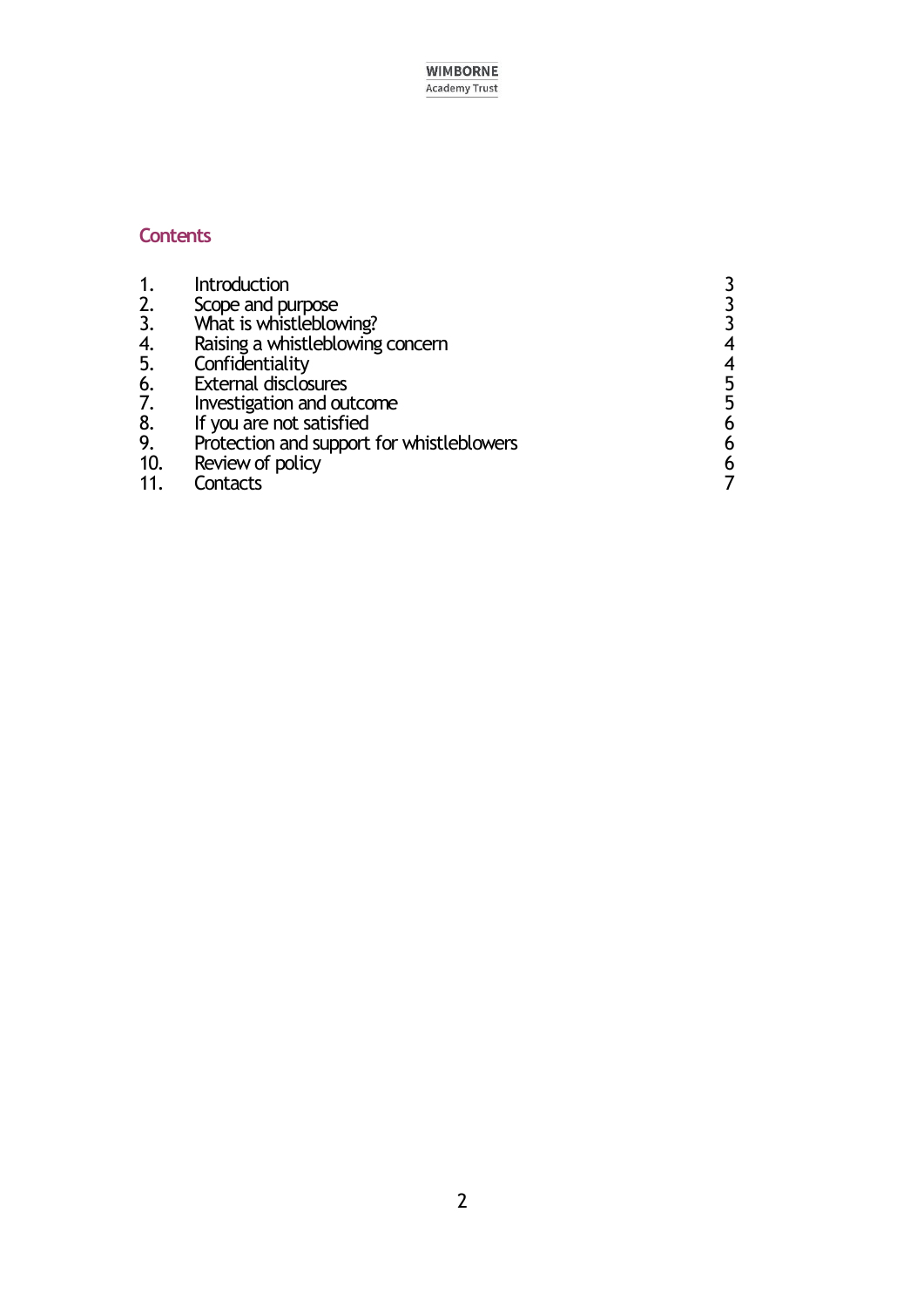## Contents

| | | |
|---|---|---|
| 1. | Introduction | 3 |
| 2. | Scope and purpose | 3 |
| 3. | What is whistleblowing? | 3 |
| 4. | Raising a whistleblowing concern | 4 |
| 5. | Confidentiality | 4 |
| 6. | External disclosures | 5 |
| 7. | Investigation and outcome | 5 |
| 8. | If you are not satisfied | 6 |
| 9. | Protection and support for whistleblowers | 6 |
| 10. | Review of policy | 6 |
| 11. | Contacts | 7 |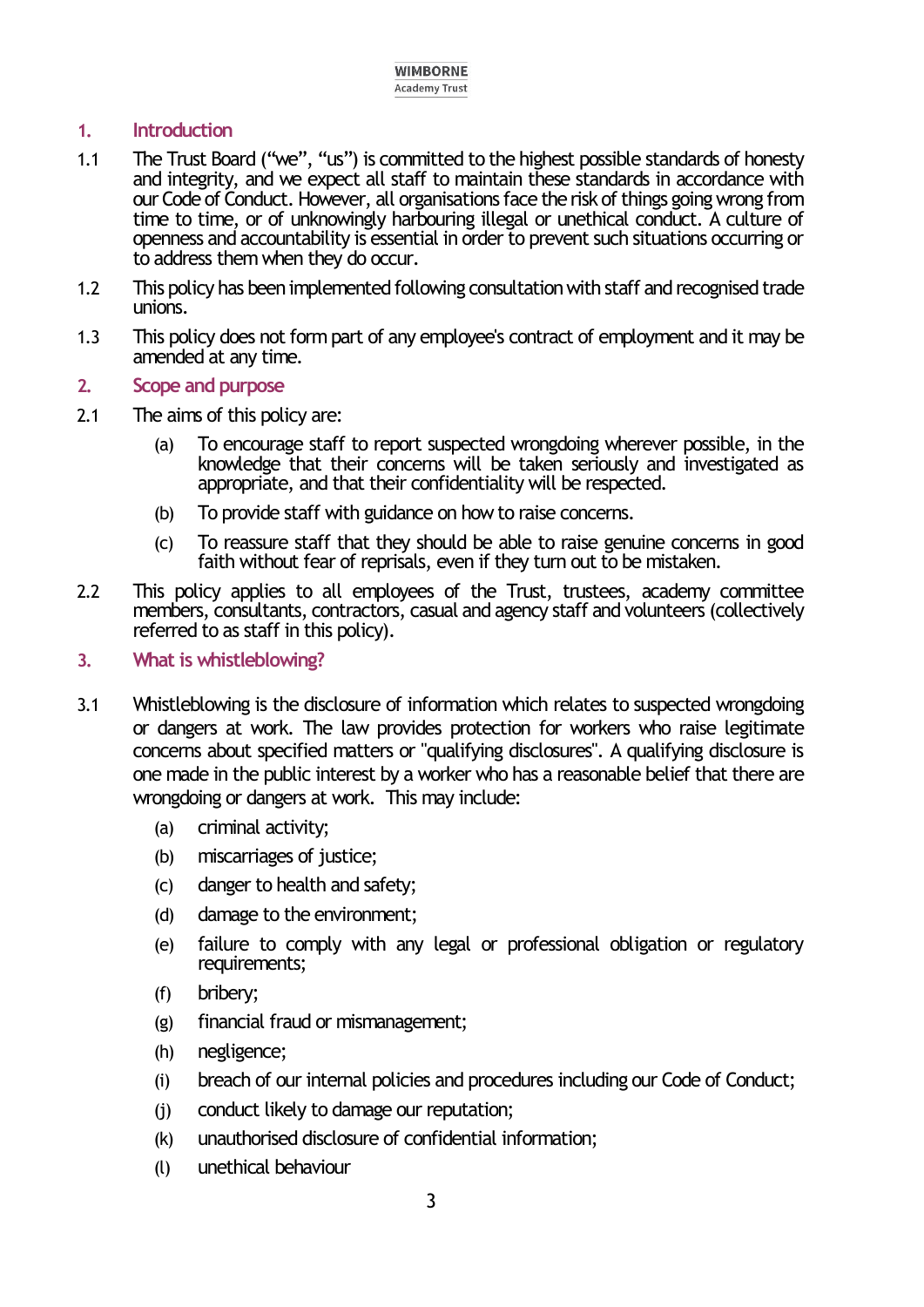## 1. Introduction

1.1 The Trust Board ("we", "us") is committed to the highest possible standards of honesty and integrity, and we expect all staff to maintain these standards in accordance with our Code of Conduct. However, all organisations face the risk of things going wrong from time to time, or of unknowingly harbouring illegal or unethical conduct. A culture of openness and accountability is essential in order to prevent such situations occurring or to address them when they do occur.

1.2 This policy has been implemented following consultation with staff and recognised trade unions.

1.3 This policy does not form part of any employee's contract of employment and it may be amended at any time.

## 2. Scope and purpose

2.1 The aims of this policy are:

- (a) To encourage staff to report suspected wrongdoing wherever possible, in the knowledge that their concerns will be taken seriously and investigated as appropriate, and that their confidentiality will be respected.
- (b) To provide staff with guidance on how to raise concerns.
- (c) To reassure staff that they should be able to raise genuine concerns in good faith without fear of reprisals, even if they turn out to be mistaken.

2.2 This policy applies to all employees of the Trust, trustees, academy committee members, consultants, contractors, casual and agency staff and volunteers (collectively referred to as staff in this policy).

## 3. What is whistleblowing?

3.1 Whistleblowing is the disclosure of information which relates to suspected wrongdoing or dangers at work. The law provides protection for workers who raise legitimate concerns about specified matters or "qualifying disclosures". A qualifying disclosure is one made in the public interest by a worker who has a reasonable belief that there are wrongdoing or dangers at work. This may include:

- (a) criminal activity;
- (b) miscarriages of justice;
- (c) danger to health and safety;
- (d) damage to the environment;
- (e) failure to comply with any legal or professional obligation or regulatory requirements;
- (f) bribery;
- (g) financial fraud or mismanagement;
- (h) negligence;
- (i) breach of our internal policies and procedures including our Code of Conduct;
- (j) conduct likely to damage our reputation;
- (k) unauthorised disclosure of confidential information;
- (l) unethical behaviour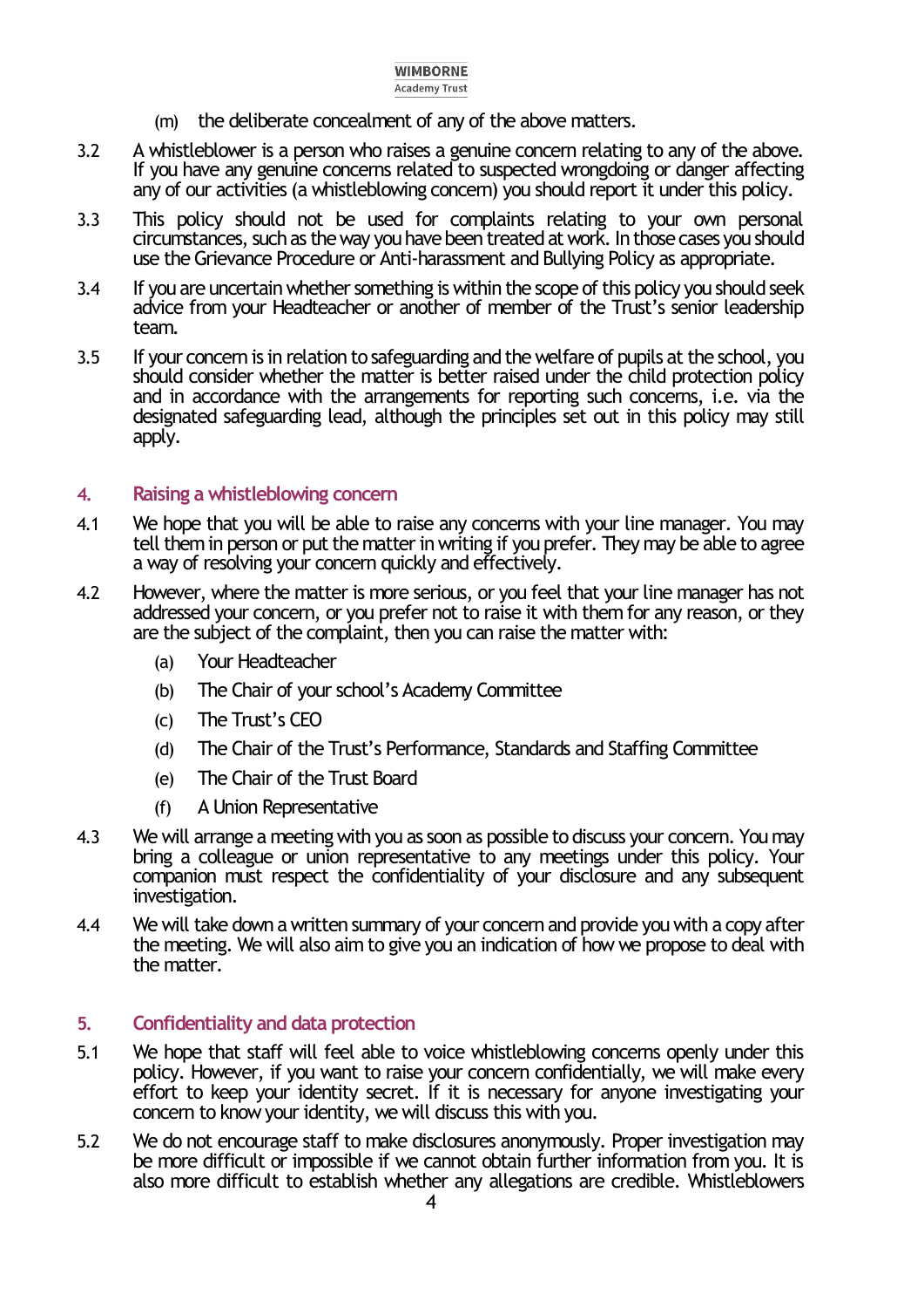(m) the deliberate concealment of any of the above matters.

3.2 A whistleblower is a person who raises a genuine concern relating to any of the above. If you have any genuine concerns related to suspected wrongdoing or danger affecting any of our activities (a whistleblowing concern) you should report it under this policy.

3.3 This policy should not be used for complaints relating to your own personal circumstances, such as the way you have been treated at work. In those cases you should use the Grievance Procedure or Anti-harassment and Bullying Policy as appropriate.

3.4 If you are uncertain whether something is within the scope of this policy you should seek advice from your Headteacher or another of member of the Trust's senior leadership team.

3.5 If your concern is in relation to safeguarding and the welfare of pupils at the school, you should consider whether the matter is better raised under the child protection policy and in accordance with the arrangements for reporting such concerns, i.e. via the designated safeguarding lead, although the principles set out in this policy may still apply.

## 4. Raising a whistleblowing concern

4.1 We hope that you will be able to raise any concerns with your line manager. You may tell them in person or put the matter in writing if you prefer. They may be able to agree a way of resolving your concern quickly and effectively.

4.2 However, where the matter is more serious, or you feel that your line manager has not addressed your concern, or you prefer not to raise it with them for any reason, or they are the subject of the complaint, then you can raise the matter with:

- (a) Your Headteacher
- (b) The Chair of your school's Academy Committee
- (c) The Trust's CEO
- (d) The Chair of the Trust's Performance, Standards and Staffing Committee
- (e) The Chair of the Trust Board
- (f) A Union Representative

4.3 We will arrange a meeting with you as soon as possible to discuss your concern. You may bring a colleague or union representative to any meetings under this policy. Your companion must respect the confidentiality of your disclosure and any subsequent investigation.

4.4 We will take down a written summary of your concern and provide you with a copy after the meeting. We will also aim to give you an indication of how we propose to deal with the matter.

## 5. Confidentiality and data protection

5.1 We hope that staff will feel able to voice whistleblowing concerns openly under this policy. However, if you want to raise your concern confidentially, we will make every effort to keep your identity secret. If it is necessary for anyone investigating your concern to know your identity, we will discuss this with you.

5.2 We do not encourage staff to make disclosures anonymously. Proper investigation may be more difficult or impossible if we cannot obtain further information from you. It is also more difficult to establish whether any allegations are credible. Whistleblowers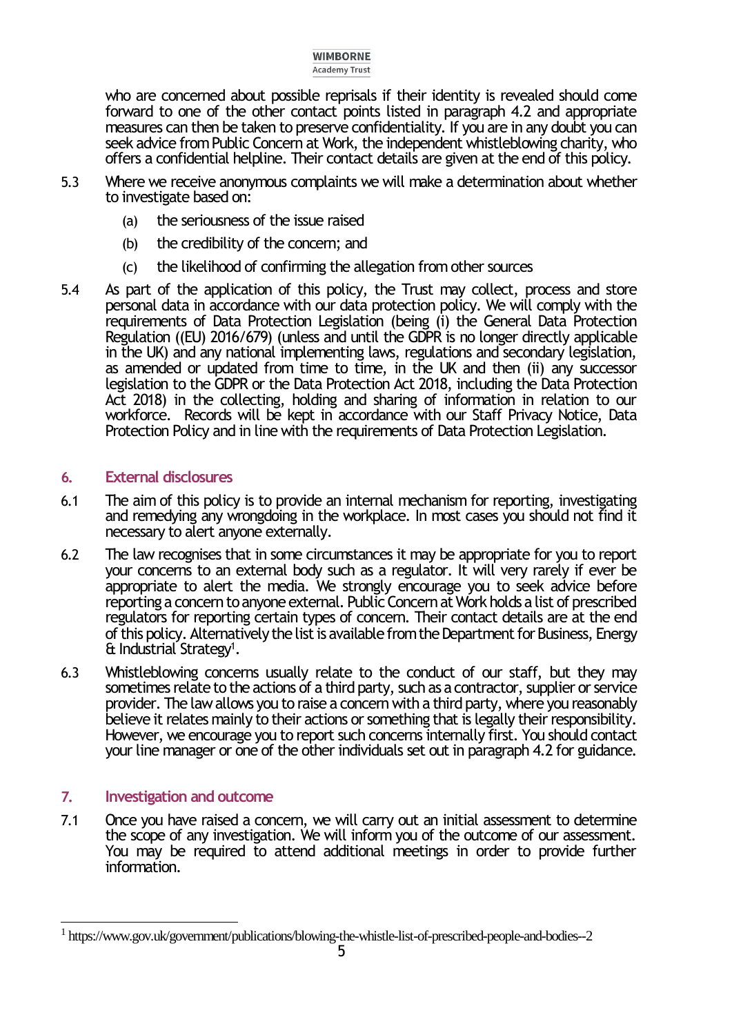who are concerned about possible reprisals if their identity is revealed should come forward to one of the other contact points listed in paragraph 4.2 and appropriate measures can then be taken to preserve confidentiality. If you are in any doubt you can seek advice from Public Concern at Work, the independent whistleblowing charity, who offers a confidential helpline. Their contact details are given at the end of this policy.

5.3 Where we receive anonymous complaints we will make a determination about whether to investigate based on:

(a) the seriousness of the issue raised

(b) the credibility of the concern; and

(c) the likelihood of confirming the allegation from other sources

5.4 As part of the application of this policy, the Trust may collect, process and store personal data in accordance with our data protection policy. We will comply with the requirements of Data Protection Legislation (being (i) the General Data Protection Regulation ((EU) 2016/679) (unless and until the GDPR is no longer directly applicable in the UK) and any national implementing laws, regulations and secondary legislation, as amended or updated from time to time, in the UK and then (ii) any successor legislation to the GDPR or the Data Protection Act 2018, including the Data Protection Act 2018) in the collecting, holding and sharing of information in relation to our workforce. Records will be kept in accordance with our Staff Privacy Notice, Data Protection Policy and in line with the requirements of Data Protection Legislation.

## 6. External disclosures

6.1 The aim of this policy is to provide an internal mechanism for reporting, investigating and remedying any wrongdoing in the workplace. In most cases you should not find it necessary to alert anyone externally.

6.2 The law recognises that in some circumstances it may be appropriate for you to report your concerns to an external body such as a regulator. It will very rarely if ever be appropriate to alert the media. We strongly encourage you to seek advice before reporting a concern to anyone external. Public Concern at Work holds a list of prescribed regulators for reporting certain types of concern. Their contact details are at the end of this policy. Alternatively the list is available from the Department for Business, Energy & Industrial Strategy[1].

6.3 Whistleblowing concerns usually relate to the conduct of our staff, but they may sometimes relate to the actions of a third party, such as a contractor, supplier or service provider. The law allows you to raise a concern with a third party, where you reasonably believe it relates mainly to their actions or something that is legally their responsibility. However, we encourage you to report such concerns internally first. You should contact your line manager or one of the other individuals set out in paragraph 4.2 for guidance.

## 7. Investigation and outcome

7.1 Once you have raised a concern, we will carry out an initial assessment to determine the scope of any investigation. We will inform you of the outcome of our assessment. You may be required to attend additional meetings in order to provide further information.

[1] https://www.gov.uk/government/publications/blowing-the-whistle-list-of-prescribed-people-and-bodies--2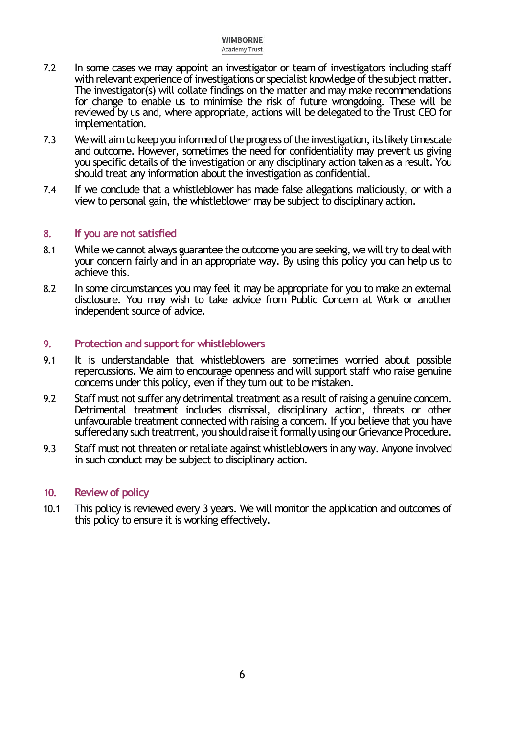7.2 In some cases we may appoint an investigator or team of investigators including staff with relevant experience of investigations or specialist knowledge of the subject matter. The investigator(s) will collate findings on the matter and may make recommendations for change to enable us to minimise the risk of future wrongdoing. These will be reviewed by us and, where appropriate, actions will be delegated to the Trust CEO for implementation.

7.3 We will aim to keep you informed of the progress of the investigation, its likely timescale and outcome. However, sometimes the need for confidentiality may prevent us giving you specific details of the investigation or any disciplinary action taken as a result. You should treat any information about the investigation as confidential.

7.4 If we conclude that a whistleblower has made false allegations maliciously, or with a view to personal gain, the whistleblower may be subject to disciplinary action.

## 8. If you are not satisfied

8.1 While we cannot always guarantee the outcome you are seeking, we will try to deal with your concern fairly and in an appropriate way. By using this policy you can help us to achieve this.

8.2 In some circumstances you may feel it may be appropriate for you to make an external disclosure. You may wish to take advice from Public Concern at Work or another independent source of advice.

## 9. Protection and support for whistleblowers

9.1 It is understandable that whistleblowers are sometimes worried about possible repercussions. We aim to encourage openness and will support staff who raise genuine concerns under this policy, even if they turn out to be mistaken.

9.2 Staff must not suffer any detrimental treatment as a result of raising a genuine concern. Detrimental treatment includes dismissal, disciplinary action, threats or other unfavourable treatment connected with raising a concern. If you believe that you have suffered any such treatment, you should raise it formally using our Grievance Procedure.

9.3 Staff must not threaten or retaliate against whistleblowers in any way. Anyone involved in such conduct may be subject to disciplinary action.

## 10. Review of policy

10.1 This policy is reviewed every 3 years. We will monitor the application and outcomes of this policy to ensure it is working effectively.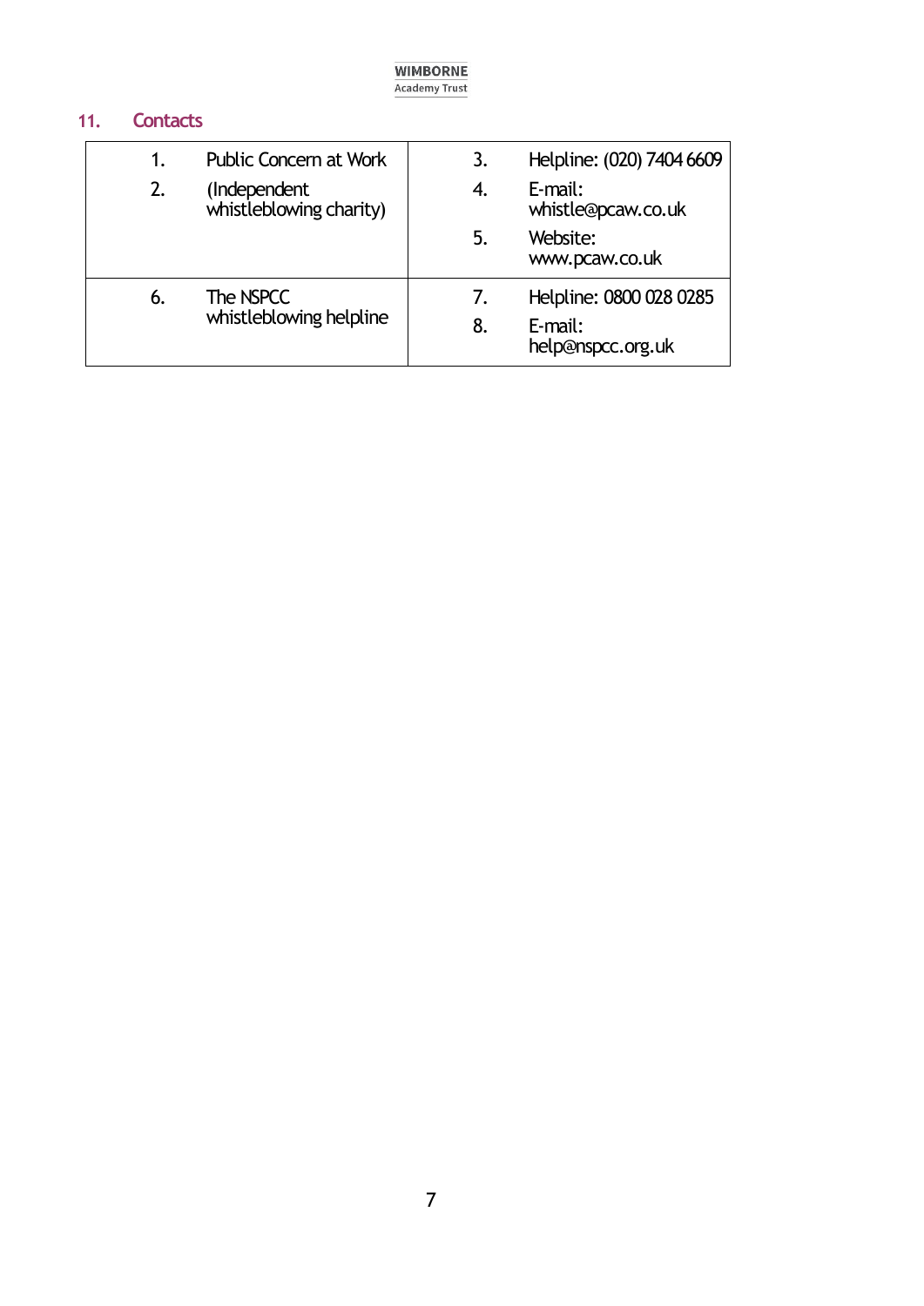## 11. Contacts

| | |
|---|---|
| 1. Public Concern at Work<br>2. (Independent whistleblowing charity) | 3. Helpline: (020) 7404 6609<br>4. E-mail: whistle@pcaw.co.uk<br>5. Website: www.pcaw.co.uk |
| 6. The NSPCC whistleblowing helpline | 7. Helpline: 0800 028 0285<br>8. E-mail: help@nspcc.org.uk |